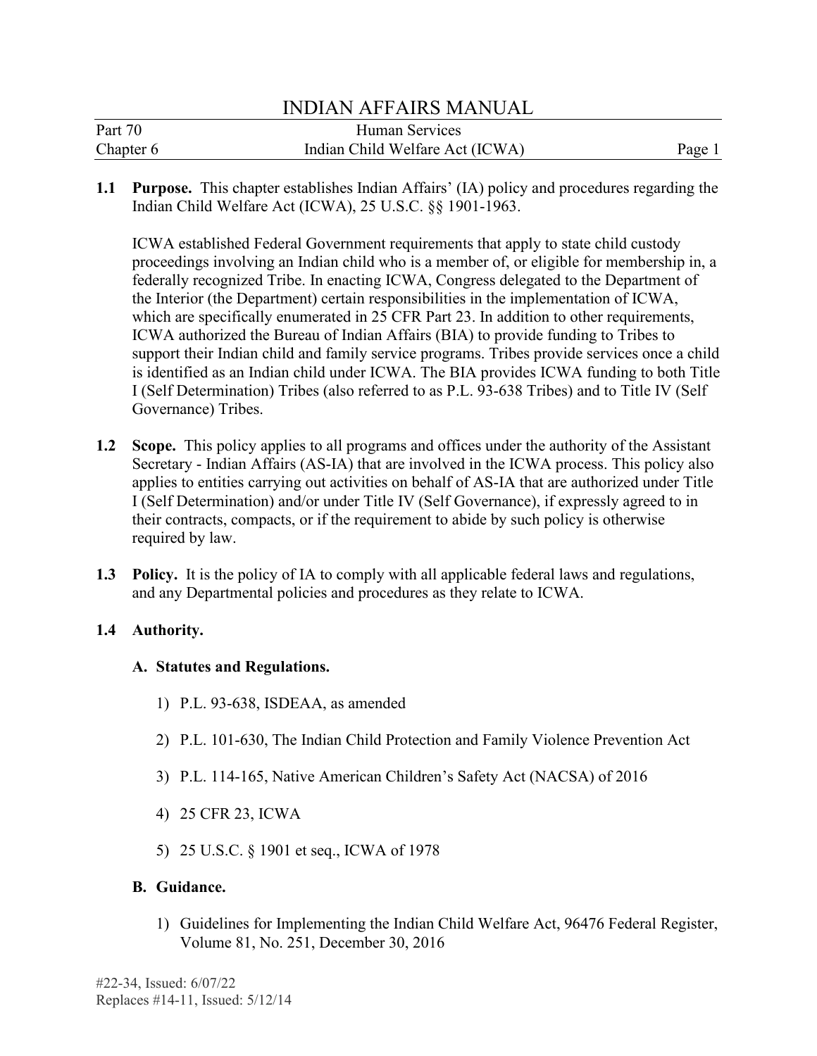# INDIAN AFFAIRS MANUAL

Part 70 — Human Services
Chapter 6 — Indian Child Welfare Act (ICWA)

**1.1 Purpose.** This chapter establishes Indian Affairs' (IA) policy and procedures regarding the Indian Child Welfare Act (ICWA), 25 U.S.C. §§ 1901-1963.

ICWA established Federal Government requirements that apply to state child custody proceedings involving an Indian child who is a member of, or eligible for membership in, a federally recognized Tribe. In enacting ICWA, Congress delegated to the Department of the Interior (the Department) certain responsibilities in the implementation of ICWA, which are specifically enumerated in 25 CFR Part 23. In addition to other requirements, ICWA authorized the Bureau of Indian Affairs (BIA) to provide funding to Tribes to support their Indian child and family service programs. Tribes provide services once a child is identified as an Indian child under ICWA. The BIA provides ICWA funding to both Title I (Self Determination) Tribes (also referred to as P.L. 93-638 Tribes) and to Title IV (Self Governance) Tribes.

**1.2 Scope.** This policy applies to all programs and offices under the authority of the Assistant Secretary - Indian Affairs (AS-IA) that are involved in the ICWA process. This policy also applies to entities carrying out activities on behalf of AS-IA that are authorized under Title I (Self Determination) and/or under Title IV (Self Governance), if expressly agreed to in their contracts, compacts, or if the requirement to abide by such policy is otherwise required by law.

**1.3 Policy.** It is the policy of IA to comply with all applicable federal laws and regulations, and any Departmental policies and procedures as they relate to ICWA.

**1.4 Authority.**

**A. Statutes and Regulations.**

1) P.L. 93-638, ISDEAA, as amended
2) P.L. 101-630, The Indian Child Protection and Family Violence Prevention Act
3) P.L. 114-165, Native American Children's Safety Act (NACSA) of 2016
4) 25 CFR 23, ICWA
5) 25 U.S.C. § 1901 et seq., ICWA of 1978

**B. Guidance.**

1) Guidelines for Implementing the Indian Child Welfare Act, 96476 Federal Register, Volume 81, No. 251, December 30, 2016

#22-34, Issued: 6/07/22
Replaces #14-11, Issued: 5/12/14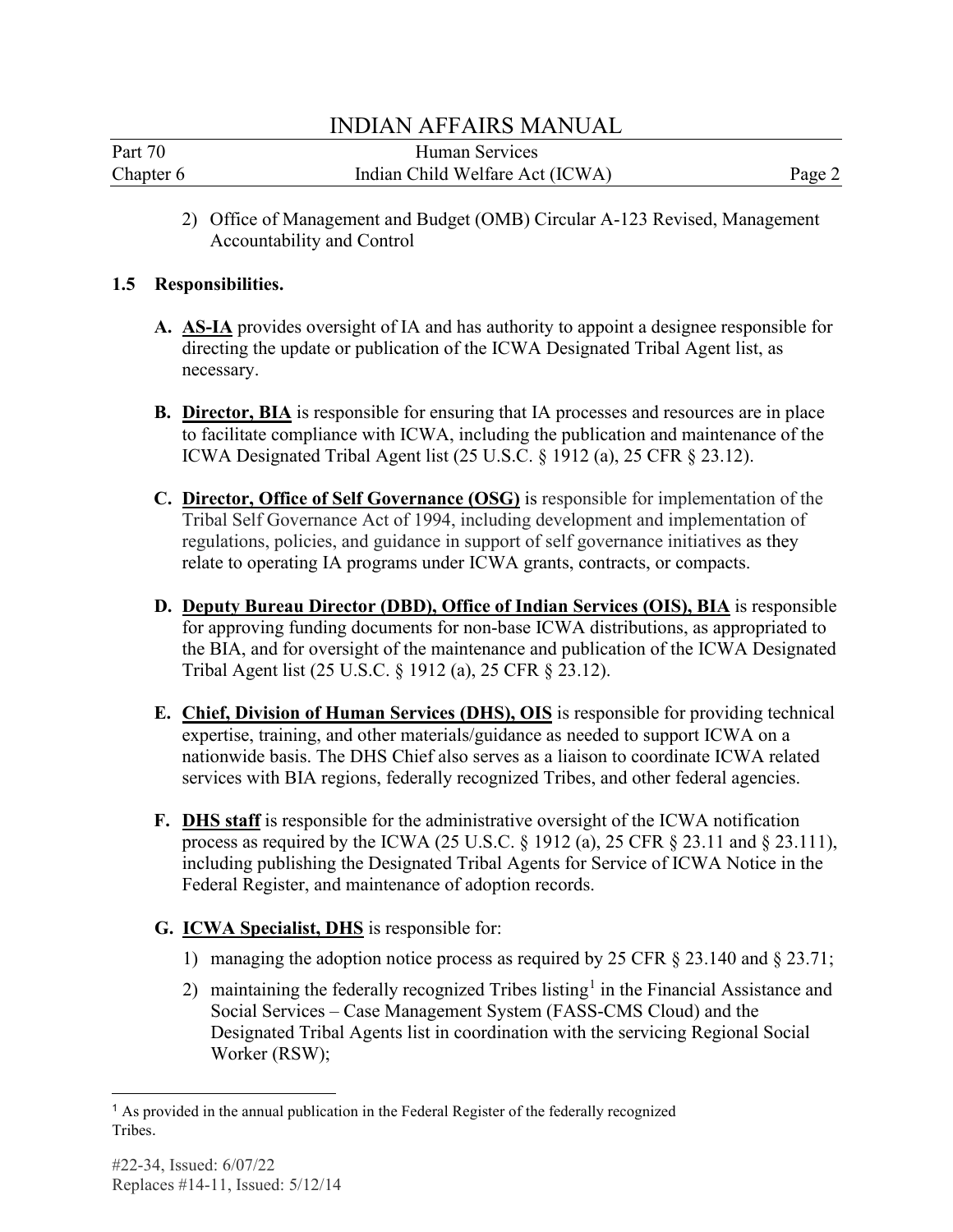2) Office of Management and Budget (OMB) Circular A-123 Revised, Management Accountability and Control

## 1.5 Responsibilities.

**A.** **AS-IA** provides oversight of IA and has authority to appoint a designee responsible for directing the update or publication of the ICWA Designated Tribal Agent list, as necessary.

**B.** **Director, BIA** is responsible for ensuring that IA processes and resources are in place to facilitate compliance with ICWA, including the publication and maintenance of the ICWA Designated Tribal Agent list (25 U.S.C. § 1912 (a), 25 CFR § 23.12).

**C.** **Director, Office of Self Governance (OSG)** is responsible for implementation of the Tribal Self Governance Act of 1994, including development and implementation of regulations, policies, and guidance in support of self governance initiatives as they relate to operating IA programs under ICWA grants, contracts, or compacts.

**D.** **Deputy Bureau Director (DBD), Office of Indian Services (OIS), BIA** is responsible for approving funding documents for non-base ICWA distributions, as appropriated to the BIA, and for oversight of the maintenance and publication of the ICWA Designated Tribal Agent list (25 U.S.C. § 1912 (a), 25 CFR § 23.12).

**E.** **Chief, Division of Human Services (DHS), OIS** is responsible for providing technical expertise, training, and other materials/guidance as needed to support ICWA on a nationwide basis. The DHS Chief also serves as a liaison to coordinate ICWA related services with BIA regions, federally recognized Tribes, and other federal agencies.

**F.** **DHS staff** is responsible for the administrative oversight of the ICWA notification process as required by the ICWA (25 U.S.C. § 1912 (a), 25 CFR § 23.11 and § 23.111), including publishing the Designated Tribal Agents for Service of ICWA Notice in the Federal Register, and maintenance of adoption records.

**G.** **ICWA Specialist, DHS** is responsible for:

1) managing the adoption notice process as required by 25 CFR § 23.140 and § 23.71;
2) maintaining the federally recognized Tribes listing[1] in the Financial Assistance and Social Services – Case Management System (FASS-CMS Cloud) and the Designated Tribal Agents list in coordination with the servicing Regional Social Worker (RSW);

[1] As provided in the annual publication in the Federal Register of the federally recognized Tribes.

#22-34, Issued: 6/07/22
Replaces #14-11, Issued: 5/12/14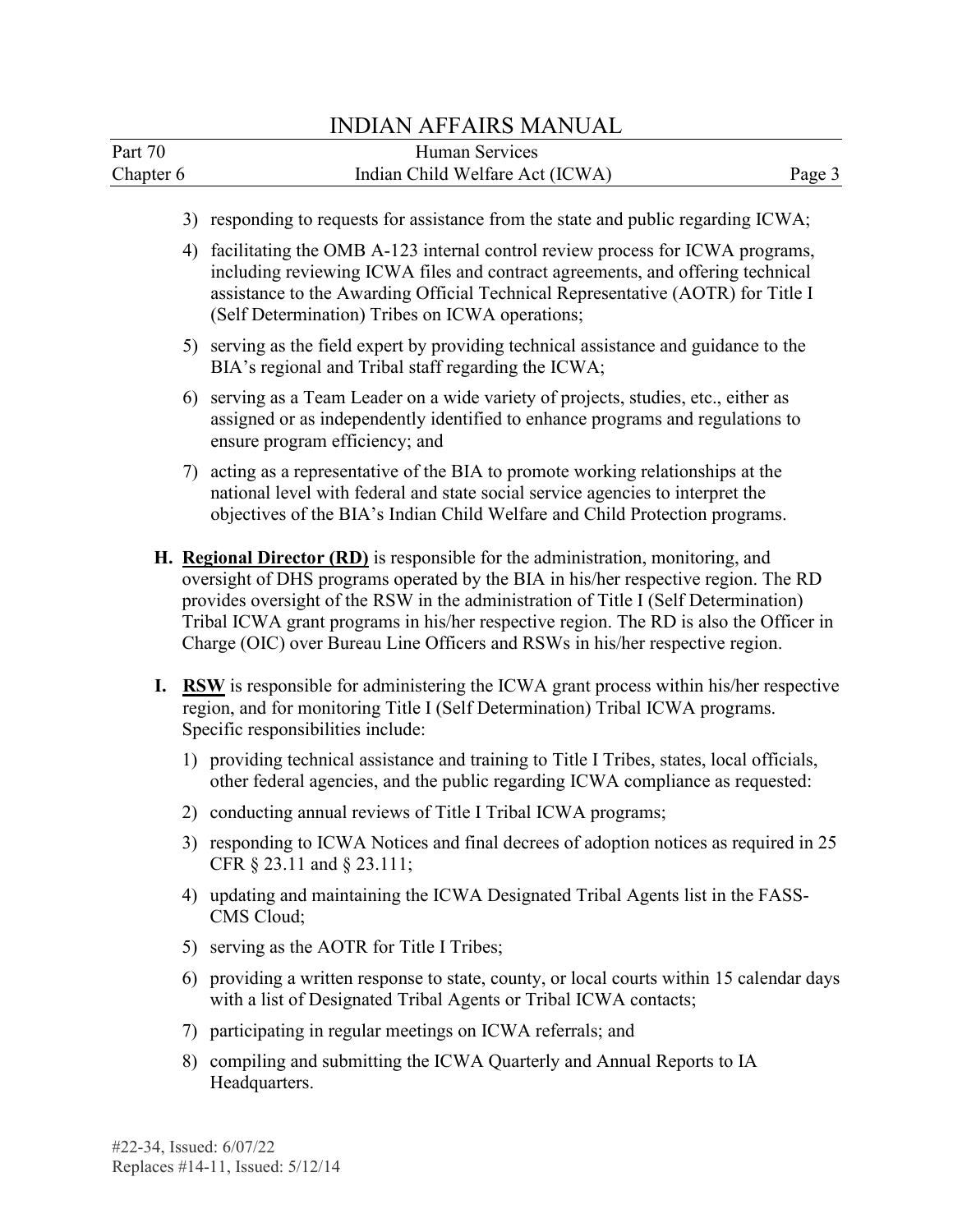3) responding to requests for assistance from the state and public regarding ICWA;

4) facilitating the OMB A-123 internal control review process for ICWA programs, including reviewing ICWA files and contract agreements, and offering technical assistance to the Awarding Official Technical Representative (AOTR) for Title I (Self Determination) Tribes on ICWA operations;

5) serving as the field expert by providing technical assistance and guidance to the BIA's regional and Tribal staff regarding the ICWA;

6) serving as a Team Leader on a wide variety of projects, studies, etc., either as assigned or as independently identified to enhance programs and regulations to ensure program efficiency; and

7) acting as a representative of the BIA to promote working relationships at the national level with federal and state social service agencies to interpret the objectives of the BIA's Indian Child Welfare and Child Protection programs.

**H. Regional Director (RD)** is responsible for the administration, monitoring, and oversight of DHS programs operated by the BIA in his/her respective region. The RD provides oversight of the RSW in the administration of Title I (Self Determination) Tribal ICWA grant programs in his/her respective region. The RD is also the Officer in Charge (OIC) over Bureau Line Officers and RSWs in his/her respective region.

**I. RSW** is responsible for administering the ICWA grant process within his/her respective region, and for monitoring Title I (Self Determination) Tribal ICWA programs. Specific responsibilities include:

1) providing technical assistance and training to Title I Tribes, states, local officials, other federal agencies, and the public regarding ICWA compliance as requested:

2) conducting annual reviews of Title I Tribal ICWA programs;

3) responding to ICWA Notices and final decrees of adoption notices as required in 25 CFR § 23.11 and § 23.111;

4) updating and maintaining the ICWA Designated Tribal Agents list in the FASS-CMS Cloud;

5) serving as the AOTR for Title I Tribes;

6) providing a written response to state, county, or local courts within 15 calendar days with a list of Designated Tribal Agents or Tribal ICWA contacts;

7) participating in regular meetings on ICWA referrals; and

8) compiling and submitting the ICWA Quarterly and Annual Reports to IA Headquarters.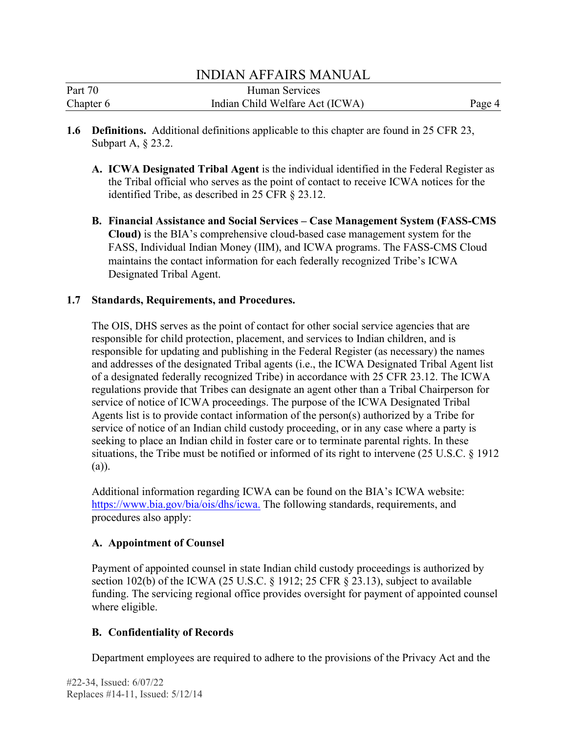**1.6 Definitions.** Additional definitions applicable to this chapter are found in 25 CFR 23, Subpart A, § 23.2.

**A. ICWA Designated Tribal Agent** is the individual identified in the Federal Register as the Tribal official who serves as the point of contact to receive ICWA notices for the identified Tribe, as described in 25 CFR § 23.12.

**B. Financial Assistance and Social Services – Case Management System (FASS-CMS Cloud)** is the BIA's comprehensive cloud-based case management system for the FASS, Individual Indian Money (IIM), and ICWA programs. The FASS-CMS Cloud maintains the contact information for each federally recognized Tribe's ICWA Designated Tribal Agent.

**1.7 Standards, Requirements, and Procedures.**

The OIS, DHS serves as the point of contact for other social service agencies that are responsible for child protection, placement, and services to Indian children, and is responsible for updating and publishing in the Federal Register (as necessary) the names and addresses of the designated Tribal agents (i.e., the ICWA Designated Tribal Agent list of a designated federally recognized Tribe) in accordance with 25 CFR 23.12. The ICWA regulations provide that Tribes can designate an agent other than a Tribal Chairperson for service of notice of ICWA proceedings. The purpose of the ICWA Designated Tribal Agents list is to provide contact information of the person(s) authorized by a Tribe for service of notice of an Indian child custody proceeding, or in any case where a party is seeking to place an Indian child in foster care or to terminate parental rights. In these situations, the Tribe must be notified or informed of its right to intervene (25 U.S.C. § 1912 (a)).

Additional information regarding ICWA can be found on the BIA's ICWA website: https://www.bia.gov/bia/ois/dhs/icwa. The following standards, requirements, and procedures also apply:

**A. Appointment of Counsel**

Payment of appointed counsel in state Indian child custody proceedings is authorized by section 102(b) of the ICWA (25 U.S.C. § 1912; 25 CFR § 23.13), subject to available funding. The servicing regional office provides oversight for payment of appointed counsel where eligible.

**B. Confidentiality of Records**

Department employees are required to adhere to the provisions of the Privacy Act and the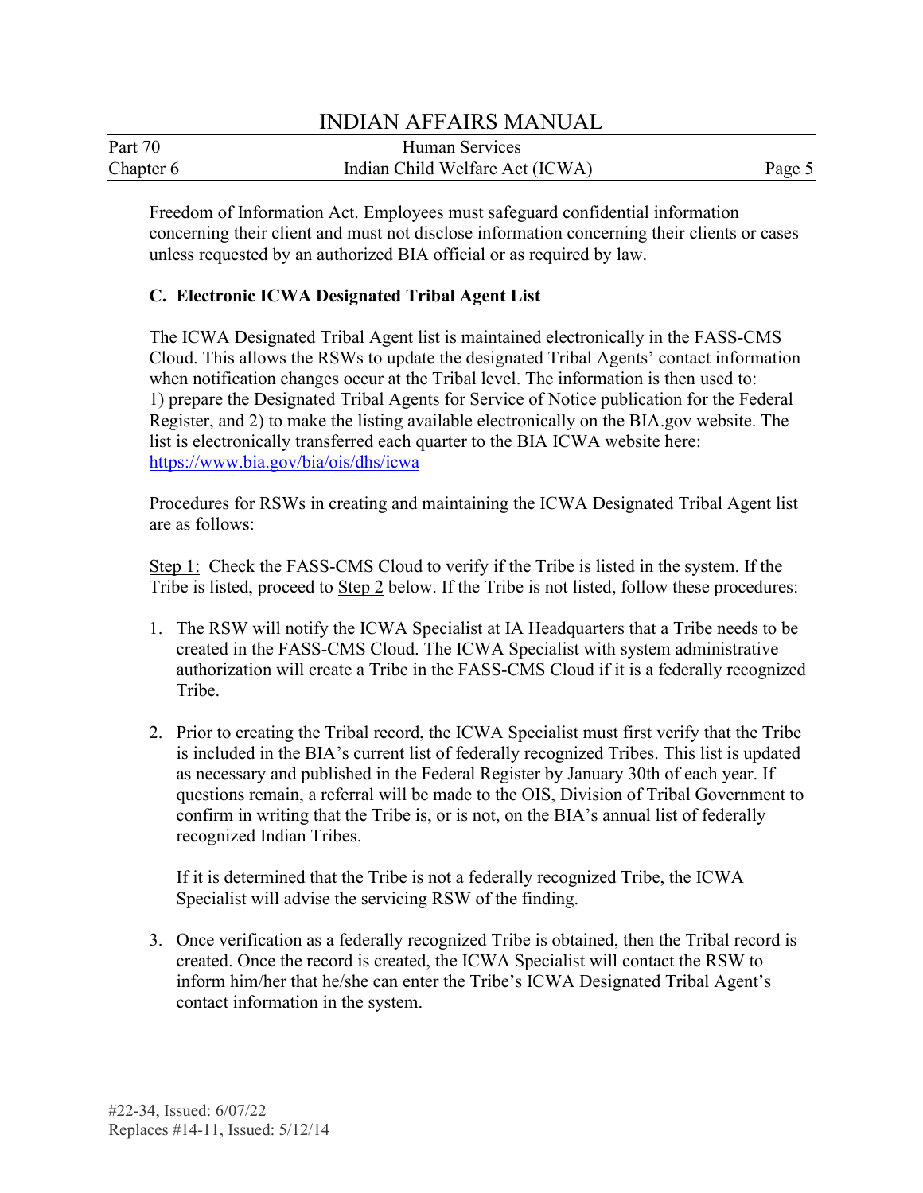Freedom of Information Act. Employees must safeguard confidential information concerning their client and must not disclose information concerning their clients or cases unless requested by an authorized BIA official or as required by law.

### C. Electronic ICWA Designated Tribal Agent List

The ICWA Designated Tribal Agent list is maintained electronically in the FASS-CMS Cloud. This allows the RSWs to update the designated Tribal Agents' contact information when notification changes occur at the Tribal level. The information is then used to: 1) prepare the Designated Tribal Agents for Service of Notice publication for the Federal Register, and 2) to make the listing available electronically on the BIA.gov website. The list is electronically transferred each quarter to the BIA ICWA website here: https://www.bia.gov/bia/ois/dhs/icwa

Procedures for RSWs in creating and maintaining the ICWA Designated Tribal Agent list are as follows:

Step 1: Check the FASS-CMS Cloud to verify if the Tribe is listed in the system. If the Tribe is listed, proceed to Step 2 below. If the Tribe is not listed, follow these procedures:

1. The RSW will notify the ICWA Specialist at IA Headquarters that a Tribe needs to be created in the FASS-CMS Cloud. The ICWA Specialist with system administrative authorization will create a Tribe in the FASS-CMS Cloud if it is a federally recognized Tribe.

2. Prior to creating the Tribal record, the ICWA Specialist must first verify that the Tribe is included in the BIA's current list of federally recognized Tribes. This list is updated as necessary and published in the Federal Register by January 30th of each year. If questions remain, a referral will be made to the OIS, Division of Tribal Government to confirm in writing that the Tribe is, or is not, on the BIA's annual list of federally recognized Indian Tribes.

   If it is determined that the Tribe is not a federally recognized Tribe, the ICWA Specialist will advise the servicing RSW of the finding.

3. Once verification as a federally recognized Tribe is obtained, then the Tribal record is created. Once the record is created, the ICWA Specialist will contact the RSW to inform him/her that he/she can enter the Tribe's ICWA Designated Tribal Agent's contact information in the system.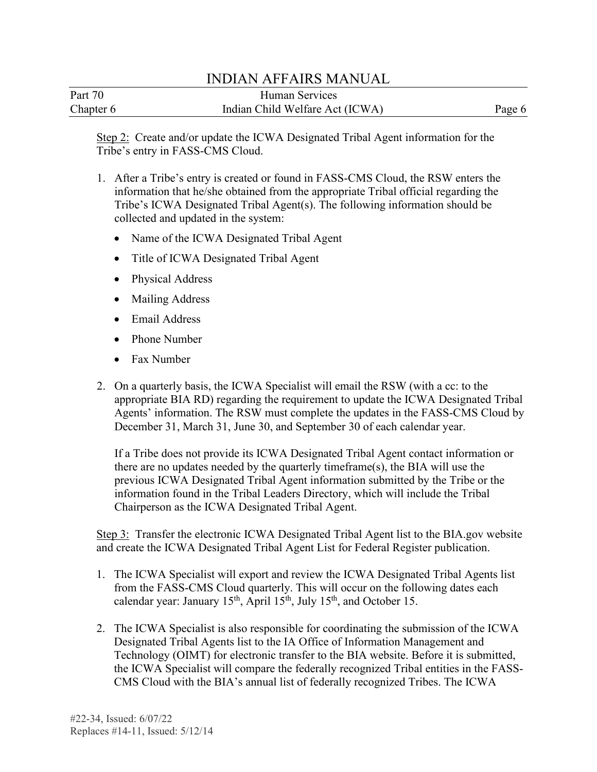<u>Step 2:</u> Create and/or update the ICWA Designated Tribal Agent information for the Tribe's entry in FASS-CMS Cloud.

1. After a Tribe's entry is created or found in FASS-CMS Cloud, the RSW enters the information that he/she obtained from the appropriate Tribal official regarding the Tribe's ICWA Designated Tribal Agent(s). The following information should be collected and updated in the system:

   - Name of the ICWA Designated Tribal Agent
   - Title of ICWA Designated Tribal Agent
   - Physical Address
   - Mailing Address
   - Email Address
   - Phone Number
   - Fax Number

2. On a quarterly basis, the ICWA Specialist will email the RSW (with a cc: to the appropriate BIA RD) regarding the requirement to update the ICWA Designated Tribal Agents' information. The RSW must complete the updates in the FASS-CMS Cloud by December 31, March 31, June 30, and September 30 of each calendar year.

   If a Tribe does not provide its ICWA Designated Tribal Agent contact information or there are no updates needed by the quarterly timeframe(s), the BIA will use the previous ICWA Designated Tribal Agent information submitted by the Tribe or the information found in the Tribal Leaders Directory, which will include the Tribal Chairperson as the ICWA Designated Tribal Agent.

<u>Step 3:</u> Transfer the electronic ICWA Designated Tribal Agent list to the BIA.gov website and create the ICWA Designated Tribal Agent List for Federal Register publication.

1. The ICWA Specialist will export and review the ICWA Designated Tribal Agents list from the FASS-CMS Cloud quarterly. This will occur on the following dates each calendar year: January 15th, April 15th, July 15th, and October 15.

2. The ICWA Specialist is also responsible for coordinating the submission of the ICWA Designated Tribal Agents list to the IA Office of Information Management and Technology (OIMT) for electronic transfer to the BIA website. Before it is submitted, the ICWA Specialist will compare the federally recognized Tribal entities in the FASS-CMS Cloud with the BIA's annual list of federally recognized Tribes. The ICWA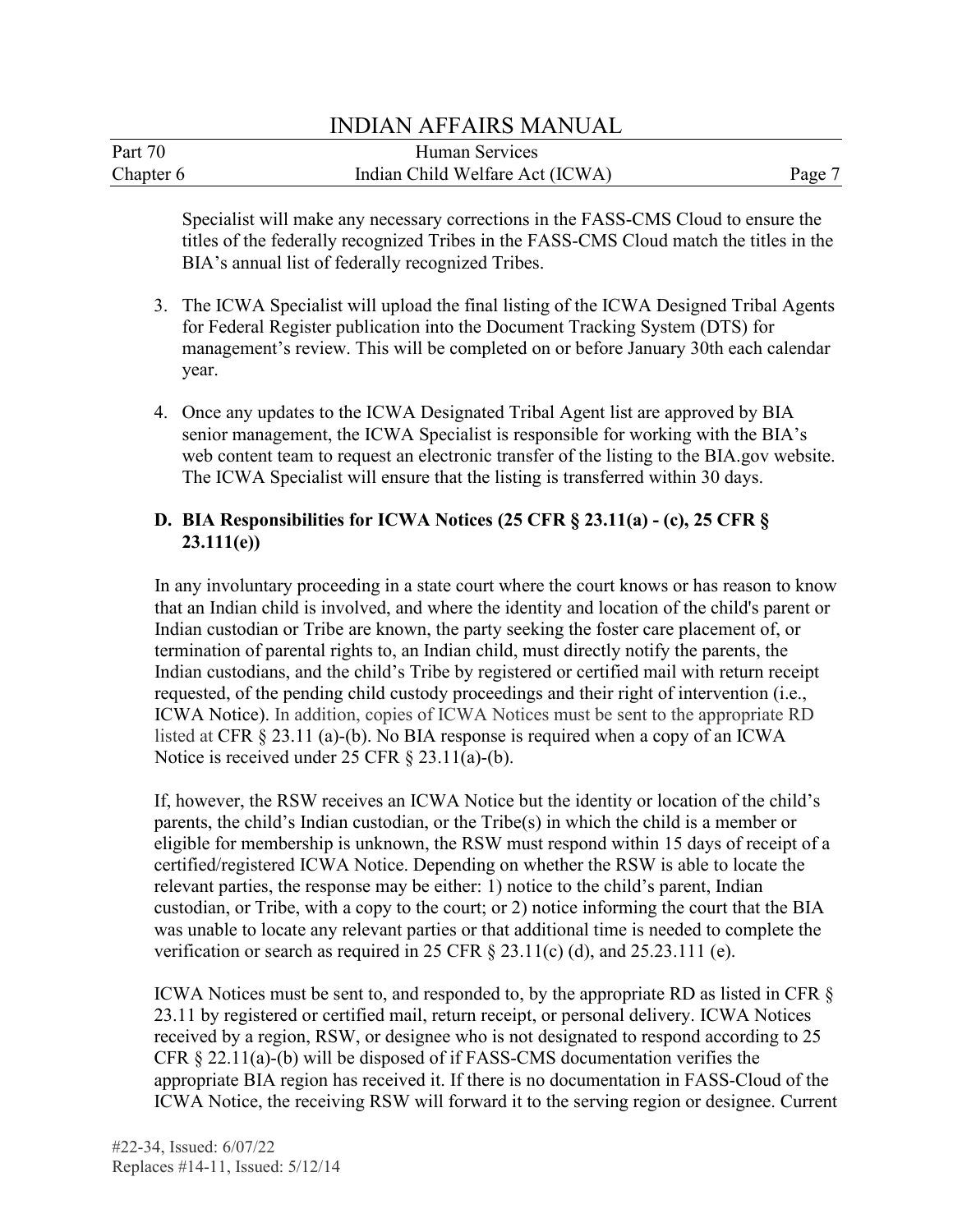Specialist will make any necessary corrections in the FASS-CMS Cloud to ensure the titles of the federally recognized Tribes in the FASS-CMS Cloud match the titles in the BIA's annual list of federally recognized Tribes.

3. The ICWA Specialist will upload the final listing of the ICWA Designed Tribal Agents for Federal Register publication into the Document Tracking System (DTS) for management's review. This will be completed on or before January 30th each calendar year.

4. Once any updates to the ICWA Designated Tribal Agent list are approved by BIA senior management, the ICWA Specialist is responsible for working with the BIA's web content team to request an electronic transfer of the listing to the BIA.gov website. The ICWA Specialist will ensure that the listing is transferred within 30 days.

**D. BIA Responsibilities for ICWA Notices (25 CFR § 23.11(a) - (c), 25 CFR § 23.111(e))**

In any involuntary proceeding in a state court where the court knows or has reason to know that an Indian child is involved, and where the identity and location of the child's parent or Indian custodian or Tribe are known, the party seeking the foster care placement of, or termination of parental rights to, an Indian child, must directly notify the parents, the Indian custodians, and the child's Tribe by registered or certified mail with return receipt requested, of the pending child custody proceedings and their right of intervention (i.e., ICWA Notice). In addition, copies of ICWA Notices must be sent to the appropriate RD listed at CFR § 23.11 (a)-(b). No BIA response is required when a copy of an ICWA Notice is received under 25 CFR § 23.11(a)-(b).

If, however, the RSW receives an ICWA Notice but the identity or location of the child's parents, the child's Indian custodian, or the Tribe(s) in which the child is a member or eligible for membership is unknown, the RSW must respond within 15 days of receipt of a certified/registered ICWA Notice. Depending on whether the RSW is able to locate the relevant parties, the response may be either: 1) notice to the child's parent, Indian custodian, or Tribe, with a copy to the court; or 2) notice informing the court that the BIA was unable to locate any relevant parties or that additional time is needed to complete the verification or search as required in 25 CFR § 23.11(c) (d), and 25.23.111 (e).

ICWA Notices must be sent to, and responded to, by the appropriate RD as listed in CFR § 23.11 by registered or certified mail, return receipt, or personal delivery. ICWA Notices received by a region, RSW, or designee who is not designated to respond according to 25 CFR § 22.11(a)-(b) will be disposed of if FASS-CMS documentation verifies the appropriate BIA region has received it. If there is no documentation in FASS-Cloud of the ICWA Notice, the receiving RSW will forward it to the serving region or designee. Current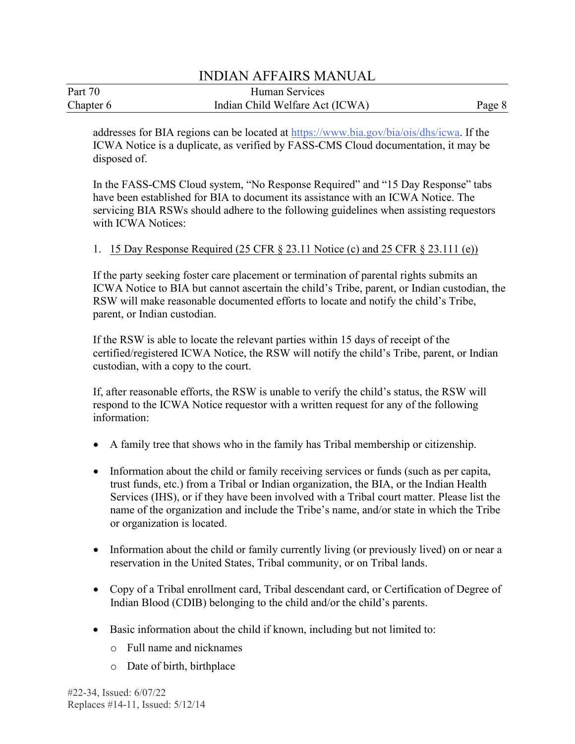addresses for BIA regions can be located at https://www.bia.gov/bia/ois/dhs/icwa. If the ICWA Notice is a duplicate, as verified by FASS-CMS Cloud documentation, it may be disposed of.

In the FASS-CMS Cloud system, "No Response Required" and "15 Day Response" tabs have been established for BIA to document its assistance with an ICWA Notice. The servicing BIA RSWs should adhere to the following guidelines when assisting requestors with ICWA Notices:

1. 15 Day Response Required (25 CFR § 23.11 Notice (c) and 25 CFR § 23.111 (e))

If the party seeking foster care placement or termination of parental rights submits an ICWA Notice to BIA but cannot ascertain the child's Tribe, parent, or Indian custodian, the RSW will make reasonable documented efforts to locate and notify the child's Tribe, parent, or Indian custodian.

If the RSW is able to locate the relevant parties within 15 days of receipt of the certified/registered ICWA Notice, the RSW will notify the child's Tribe, parent, or Indian custodian, with a copy to the court.

If, after reasonable efforts, the RSW is unable to verify the child's status, the RSW will respond to the ICWA Notice requestor with a written request for any of the following information:

- A family tree that shows who in the family has Tribal membership or citizenship.
- Information about the child or family receiving services or funds (such as per capita, trust funds, etc.) from a Tribal or Indian organization, the BIA, or the Indian Health Services (IHS), or if they have been involved with a Tribal court matter. Please list the name of the organization and include the Tribe's name, and/or state in which the Tribe or organization is located.
- Information about the child or family currently living (or previously lived) on or near a reservation in the United States, Tribal community, or on Tribal lands.
- Copy of a Tribal enrollment card, Tribal descendant card, or Certification of Degree of Indian Blood (CDIB) belonging to the child and/or the child's parents.
- Basic information about the child if known, including but not limited to:
  - Full name and nicknames
  - Date of birth, birthplace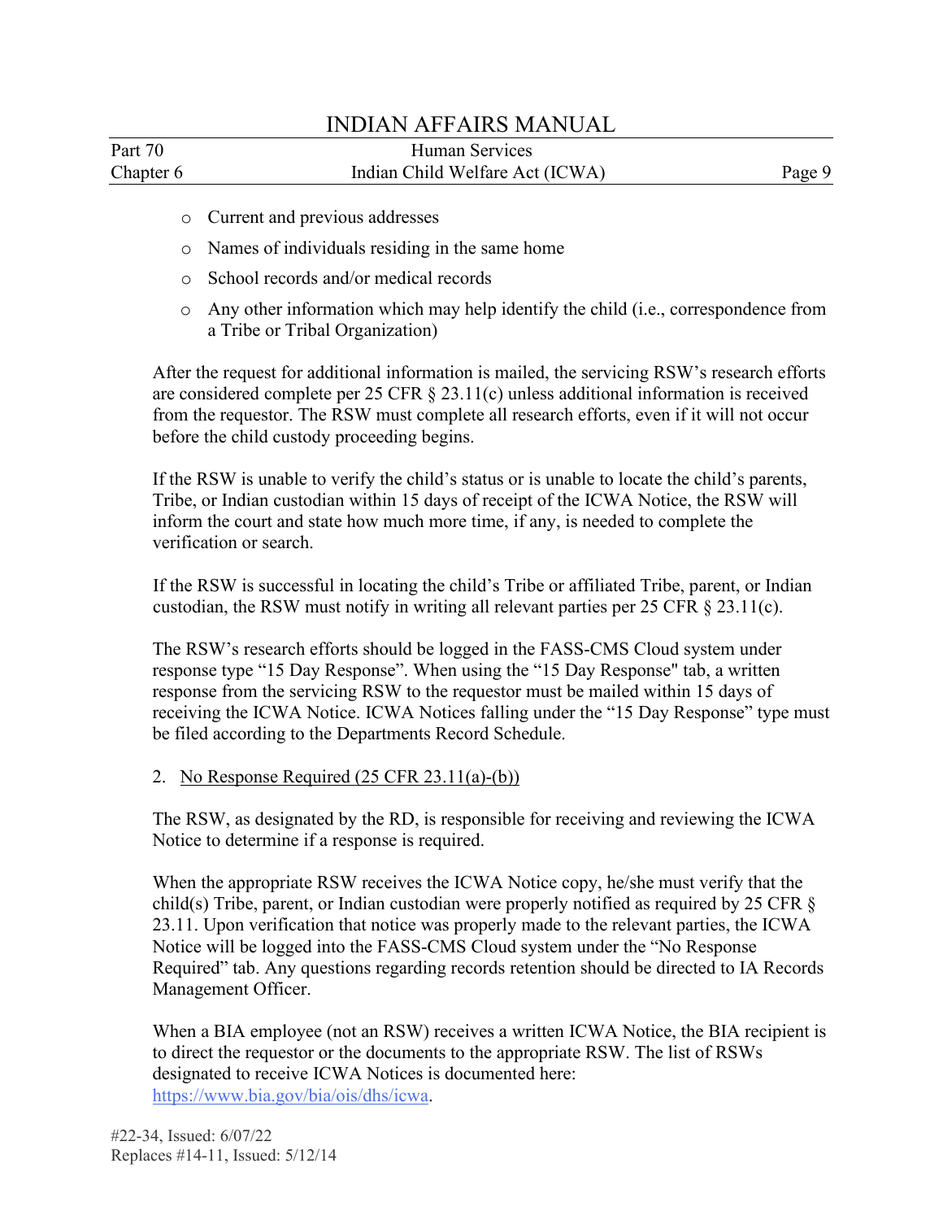- Current and previous addresses
- Names of individuals residing in the same home
- School records and/or medical records
- Any other information which may help identify the child (i.e., correspondence from a Tribe or Tribal Organization)

After the request for additional information is mailed, the servicing RSW's research efforts are considered complete per 25 CFR § 23.11(c) unless additional information is received from the requestor. The RSW must complete all research efforts, even if it will not occur before the child custody proceeding begins.

If the RSW is unable to verify the child's status or is unable to locate the child's parents, Tribe, or Indian custodian within 15 days of receipt of the ICWA Notice, the RSW will inform the court and state how much more time, if any, is needed to complete the verification or search.

If the RSW is successful in locating the child's Tribe or affiliated Tribe, parent, or Indian custodian, the RSW must notify in writing all relevant parties per 25 CFR § 23.11(c).

The RSW's research efforts should be logged in the FASS-CMS Cloud system under response type "15 Day Response". When using the "15 Day Response" tab, a written response from the servicing RSW to the requestor must be mailed within 15 days of receiving the ICWA Notice. ICWA Notices falling under the "15 Day Response" type must be filed according to the Departments Record Schedule.

2. <u>No Response Required (25 CFR 23.11(a)-(b))</u>

The RSW, as designated by the RD, is responsible for receiving and reviewing the ICWA Notice to determine if a response is required.

When the appropriate RSW receives the ICWA Notice copy, he/she must verify that the child(s) Tribe, parent, or Indian custodian were properly notified as required by 25 CFR § 23.11. Upon verification that notice was properly made to the relevant parties, the ICWA Notice will be logged into the FASS-CMS Cloud system under the "No Response Required" tab. Any questions regarding records retention should be directed to IA Records Management Officer.

When a BIA employee (not an RSW) receives a written ICWA Notice, the BIA recipient is to direct the requestor or the documents to the appropriate RSW. The list of RSWs designated to receive ICWA Notices is documented here: [https://www.bia.gov/bia/ois/dhs/icwa](https://www.bia.gov/bia/ois/dhs/icwa).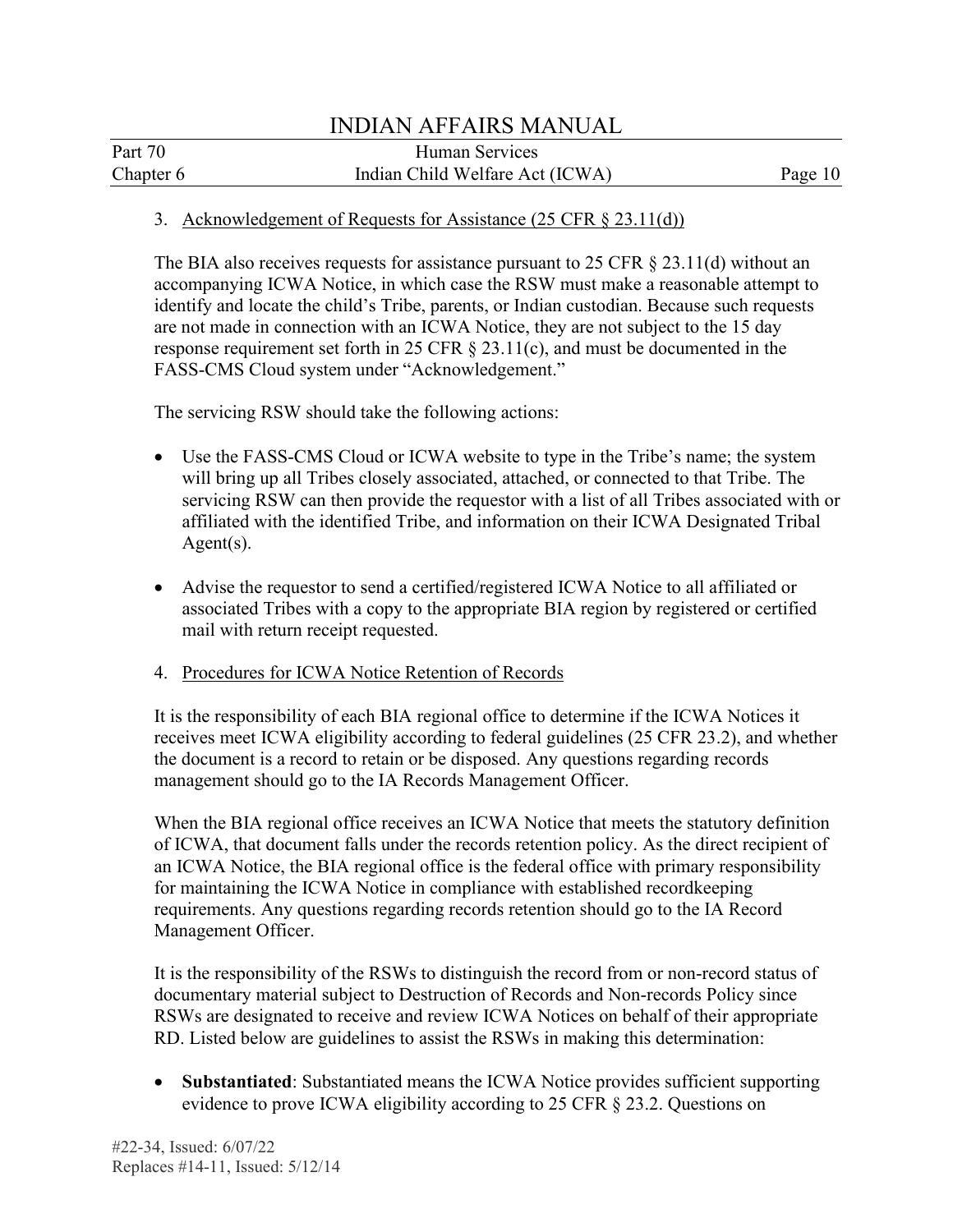3. Acknowledgement of Requests for Assistance (25 CFR § 23.11(d))

The BIA also receives requests for assistance pursuant to 25 CFR § 23.11(d) without an accompanying ICWA Notice, in which case the RSW must make a reasonable attempt to identify and locate the child's Tribe, parents, or Indian custodian. Because such requests are not made in connection with an ICWA Notice, they are not subject to the 15 day response requirement set forth in 25 CFR § 23.11(c), and must be documented in the FASS-CMS Cloud system under "Acknowledgement."

The servicing RSW should take the following actions:

- Use the FASS-CMS Cloud or ICWA website to type in the Tribe's name; the system will bring up all Tribes closely associated, attached, or connected to that Tribe. The servicing RSW can then provide the requestor with a list of all Tribes associated with or affiliated with the identified Tribe, and information on their ICWA Designated Tribal Agent(s).

- Advise the requestor to send a certified/registered ICWA Notice to all affiliated or associated Tribes with a copy to the appropriate BIA region by registered or certified mail with return receipt requested.

4. Procedures for ICWA Notice Retention of Records

It is the responsibility of each BIA regional office to determine if the ICWA Notices it receives meet ICWA eligibility according to federal guidelines (25 CFR 23.2), and whether the document is a record to retain or be disposed. Any questions regarding records management should go to the IA Records Management Officer.

When the BIA regional office receives an ICWA Notice that meets the statutory definition of ICWA, that document falls under the records retention policy. As the direct recipient of an ICWA Notice, the BIA regional office is the federal office with primary responsibility for maintaining the ICWA Notice in compliance with established recordkeeping requirements. Any questions regarding records retention should go to the IA Record Management Officer.

It is the responsibility of the RSWs to distinguish the record from or non-record status of documentary material subject to Destruction of Records and Non-records Policy since RSWs are designated to receive and review ICWA Notices on behalf of their appropriate RD. Listed below are guidelines to assist the RSWs in making this determination:

- **Substantiated**: Substantiated means the ICWA Notice provides sufficient supporting evidence to prove ICWA eligibility according to 25 CFR § 23.2. Questions on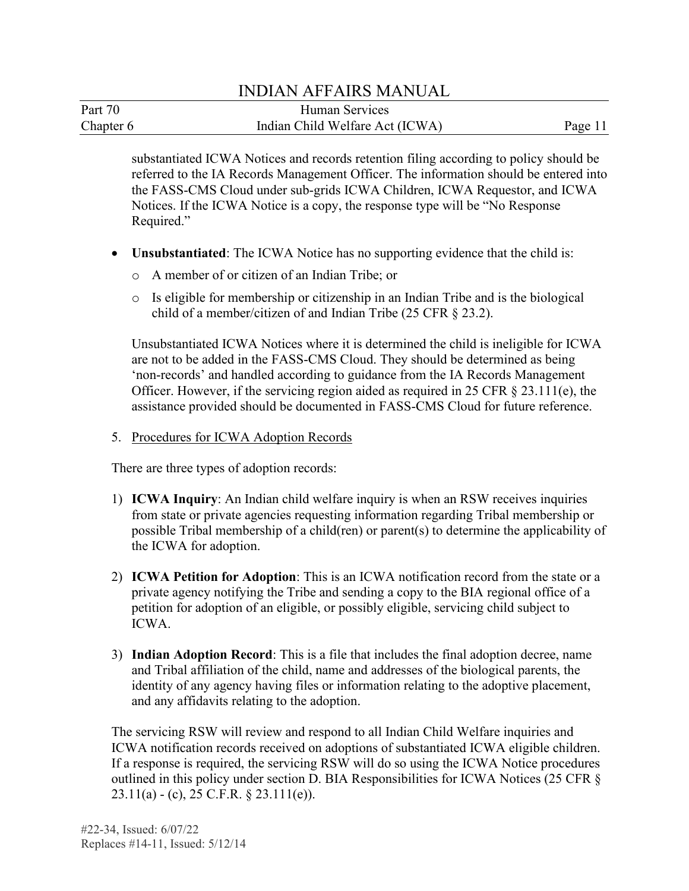substantiated ICWA Notices and records retention filing according to policy should be referred to the IA Records Management Officer. The information should be entered into the FASS-CMS Cloud under sub-grids ICWA Children, ICWA Requestor, and ICWA Notices. If the ICWA Notice is a copy, the response type will be “No Response Required.”

- **Unsubstantiated**: The ICWA Notice has no supporting evidence that the child is:
  - A member of or citizen of an Indian Tribe; or
  - Is eligible for membership or citizenship in an Indian Tribe and is the biological child of a member/citizen of and Indian Tribe (25 CFR § 23.2).

  Unsubstantiated ICWA Notices where it is determined the child is ineligible for ICWA are not to be added in the FASS-CMS Cloud. They should be determined as being ‘non-records’ and handled according to guidance from the IA Records Management Officer. However, if the servicing region aided as required in 25 CFR § 23.111(e), the assistance provided should be documented in FASS-CMS Cloud for future reference.

5. Procedures for ICWA Adoption Records

There are three types of adoption records:

1) **ICWA Inquiry**: An Indian child welfare inquiry is when an RSW receives inquiries from state or private agencies requesting information regarding Tribal membership or possible Tribal membership of a child(ren) or parent(s) to determine the applicability of the ICWA for adoption.

2) **ICWA Petition for Adoption**: This is an ICWA notification record from the state or a private agency notifying the Tribe and sending a copy to the BIA regional office of a petition for adoption of an eligible, or possibly eligible, servicing child subject to ICWA.

3) **Indian Adoption Record**: This is a file that includes the final adoption decree, name and Tribal affiliation of the child, name and addresses of the biological parents, the identity of any agency having files or information relating to the adoptive placement, and any affidavits relating to the adoption.

The servicing RSW will review and respond to all Indian Child Welfare inquiries and ICWA notification records received on adoptions of substantiated ICWA eligible children. If a response is required, the servicing RSW will do so using the ICWA Notice procedures outlined in this policy under section D. BIA Responsibilities for ICWA Notices (25 CFR § 23.11(a) - (c), 25 C.F.R. § 23.111(e)).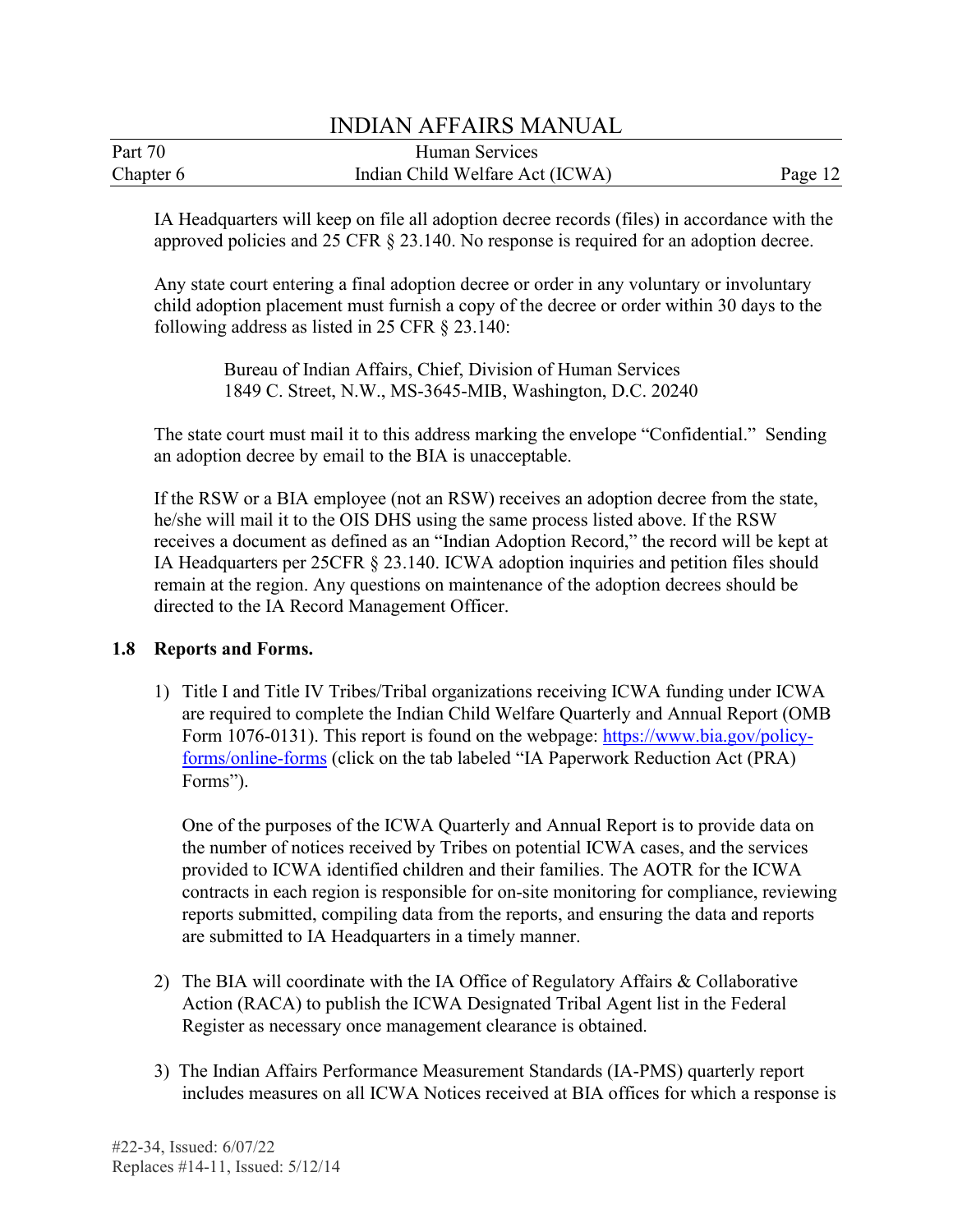IA Headquarters will keep on file all adoption decree records (files) in accordance with the approved policies and 25 CFR § 23.140. No response is required for an adoption decree.

Any state court entering a final adoption decree or order in any voluntary or involuntary child adoption placement must furnish a copy of the decree or order within 30 days to the following address as listed in 25 CFR § 23.140:

> Bureau of Indian Affairs, Chief, Division of Human Services
> 1849 C. Street, N.W., MS-3645-MIB, Washington, D.C. 20240

The state court must mail it to this address marking the envelope "Confidential." Sending an adoption decree by email to the BIA is unacceptable.

If the RSW or a BIA employee (not an RSW) receives an adoption decree from the state, he/she will mail it to the OIS DHS using the same process listed above. If the RSW receives a document as defined as an "Indian Adoption Record," the record will be kept at IA Headquarters per 25CFR § 23.140. ICWA adoption inquiries and petition files should remain at the region. Any questions on maintenance of the adoption decrees should be directed to the IA Record Management Officer.

## 1.8 Reports and Forms.

1) Title I and Title IV Tribes/Tribal organizations receiving ICWA funding under ICWA are required to complete the Indian Child Welfare Quarterly and Annual Report (OMB Form 1076-0131). This report is found on the webpage: [https://www.bia.gov/policy-forms/online-forms](https://www.bia.gov/policy-forms/online-forms) (click on the tab labeled "IA Paperwork Reduction Act (PRA) Forms").

   One of the purposes of the ICWA Quarterly and Annual Report is to provide data on the number of notices received by Tribes on potential ICWA cases, and the services provided to ICWA identified children and their families. The AOTR for the ICWA contracts in each region is responsible for on-site monitoring for compliance, reviewing reports submitted, compiling data from the reports, and ensuring the data and reports are submitted to IA Headquarters in a timely manner.

2) The BIA will coordinate with the IA Office of Regulatory Affairs & Collaborative Action (RACA) to publish the ICWA Designated Tribal Agent list in the Federal Register as necessary once management clearance is obtained.

3) The Indian Affairs Performance Measurement Standards (IA-PMS) quarterly report includes measures on all ICWA Notices received at BIA offices for which a response is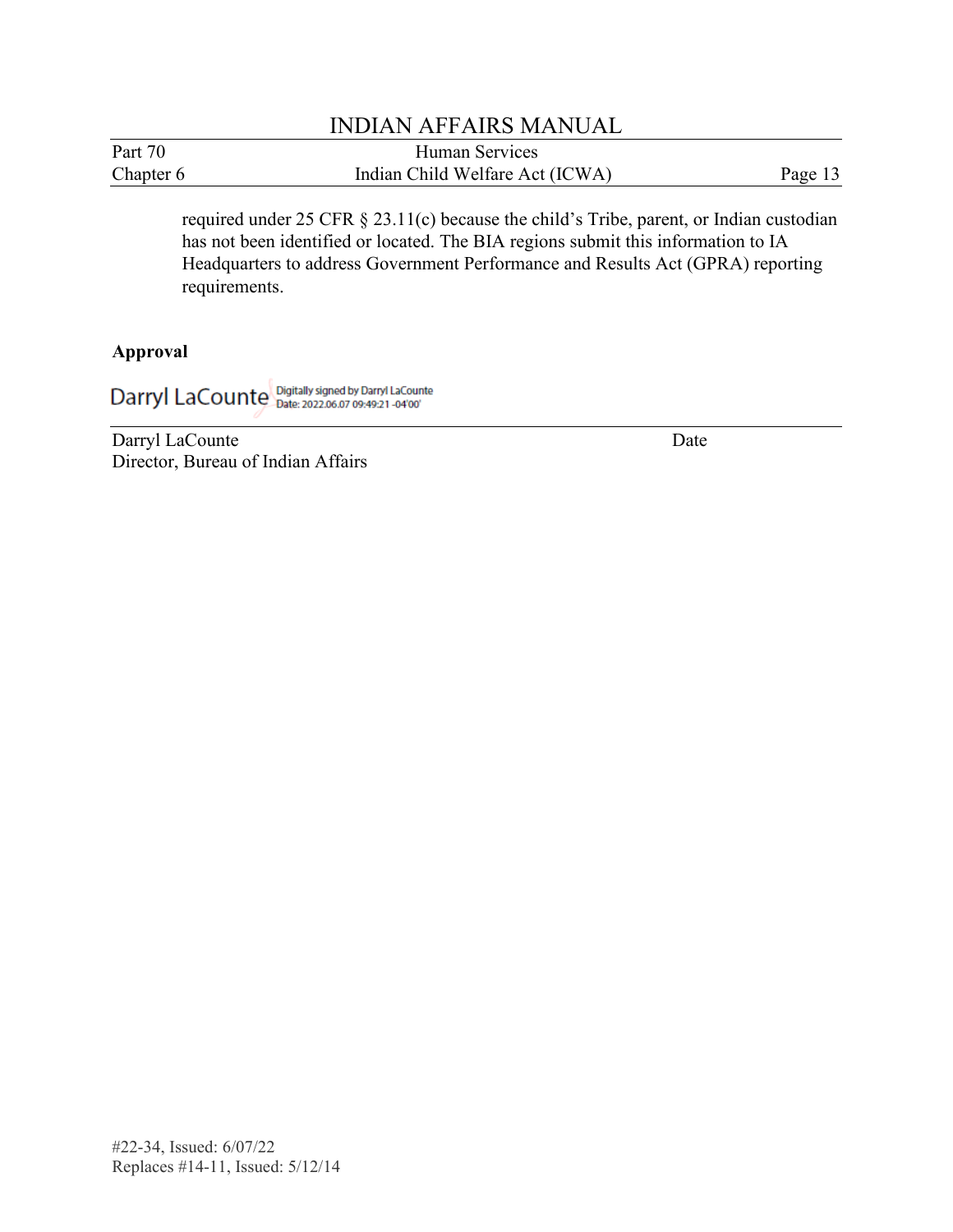required under 25 CFR § 23.11(c) because the child's Tribe, parent, or Indian custodian has not been identified or located. The BIA regions submit this information to IA Headquarters to address Government Performance and Results Act (GPRA) reporting requirements.

**Approval**

Darryl LaCounte Digitally signed by Darryl LaCounte Date: 2022.06.07 09:49:21 -04'00'

Darryl LaCounte — Date
Director, Bureau of Indian Affairs

#22-34, Issued: 6/07/22
Replaces #14-11, Issued: 5/12/14